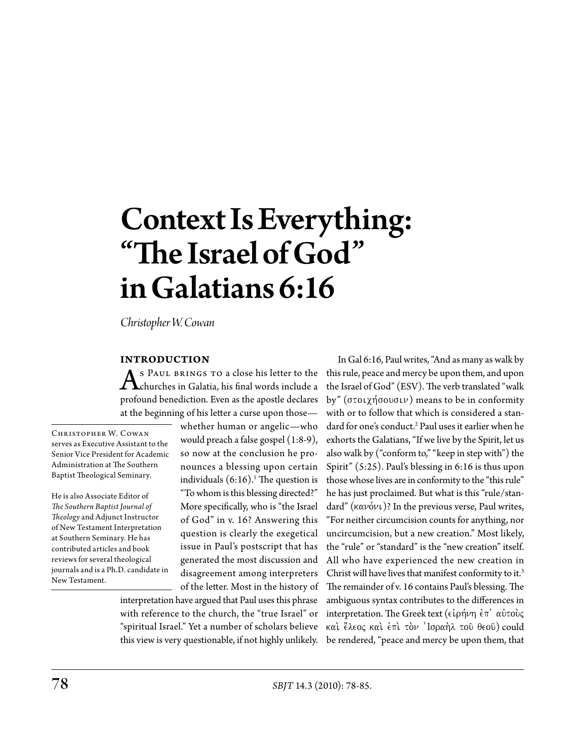# Context Is Everything: "The Israel of God" in Galatians 6:16

*Christopher W. Cowan*

Christopher W. Cowan serves as Executive Assistant to the Senior Vice President for Academic Administration at The Southern Baptist Theological Seminary.

He is also Associate Editor of *The Southern Baptist Journal of Theology* and Adjunct Instructor of New Testament Interpretation at Southern Seminary. He has contributed articles and book reviews for several theological journals and is a Ph.D. candidate in New Testament.

## INTRODUCTION

As Paul brings to a close his letter to the churches in Galatia, his final words include a profound benediction. Even as the apostle declares at the beginning of his letter a curse upon those—whether human or angelic—who would preach a false gospel (1:8-9), so now at the conclusion he pronounces a blessing upon certain individuals (6:16).[1] The question is "To whom is this blessing directed?" More specifically, who is "the Israel of God" in v. 16? Answering this question is clearly the exegetical issue in Paul's postscript that has generated the most discussion and disagreement among interpreters of the letter. Most in the history of interpretation have argued that Paul uses this phrase with reference to the church, the "true Israel" or "spiritual Israel." Yet a number of scholars believe this view is very questionable, if not highly unlikely.

In Gal 6:16, Paul writes, "And as many as walk by this rule, peace and mercy be upon them, and upon the Israel of God" (ESV). The verb translated "walk by" (στοιχήσουσιν) means to be in conformity with or to follow that which is considered a standard for one's conduct.[2] Paul uses it earlier when he exhorts the Galatians, "If we live by the Spirit, let us also walk by ("conform to," "keep in step with") the Spirit" (5:25). Paul's blessing in 6:16 is thus upon those whose lives are in conformity to the "this rule" he has just proclaimed. But what is this "rule/standard" (κανόνι)? In the previous verse, Paul writes, "For neither circumcision counts for anything, nor uncircumcision, but a new creation." Most likely, the "rule" or "standard" is the "new creation" itself. All who have experienced the new creation in Christ will have lives that manifest conformity to it.[3] The remainder of v. 16 contains Paul's blessing. The ambiguous syntax contributes to the differences in interpretation. The Greek text (εἰρήνη ἐπ᾽ αὐτοὺς καὶ ἔλεος καὶ ἐπὶ τὸν Ἰσραὴλ τοῦ θεοῦ) could be rendered, "peace and mercy be upon them, that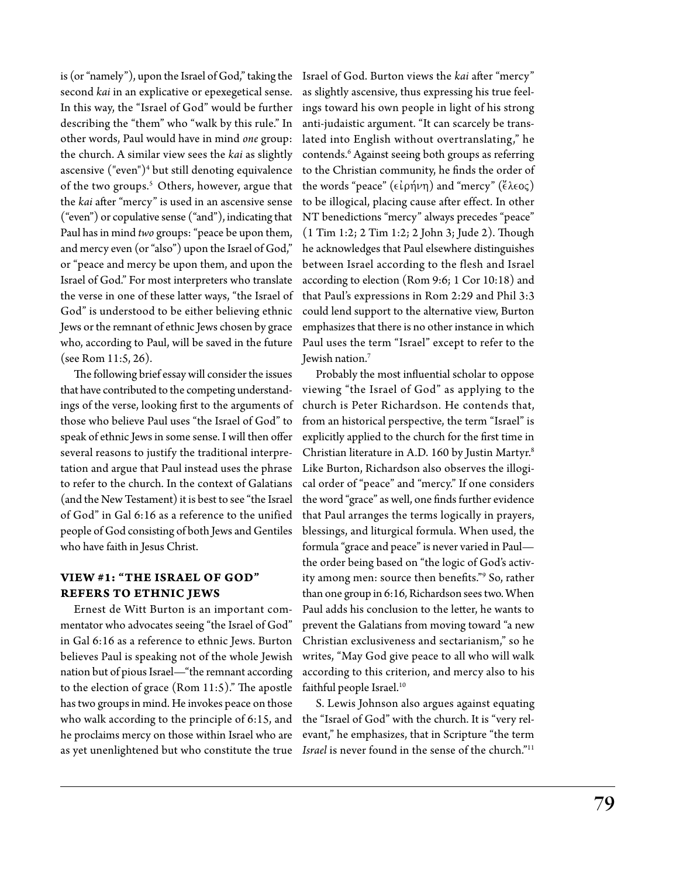is (or "namely"), upon the Israel of God," taking the second *kai* in an explicative or epexegetical sense. In this way, the "Israel of God" would be further describing the "them" who "walk by this rule." In other words, Paul would have in mind *one* group: the church. A similar view sees the *kai* as slightly ascensive ("even")[4] but still denoting equivalence of the two groups.[5] Others, however, argue that the *kai* after "mercy" is used in an ascensive sense ("even") or copulative sense ("and"), indicating that Paul has in mind *two* groups: "peace be upon them, and mercy even (or "also") upon the Israel of God," or "peace and mercy be upon them, and upon the Israel of God." For most interpreters who translate the verse in one of these latter ways, "the Israel of God" is understood to be either believing ethnic Jews or the remnant of ethnic Jews chosen by grace who, according to Paul, will be saved in the future (see Rom 11:5, 26).

The following brief essay will consider the issues that have contributed to the competing understandings of the verse, looking first to the arguments of those who believe Paul uses "the Israel of God" to speak of ethnic Jews in some sense. I will then offer several reasons to justify the traditional interpretation and argue that Paul instead uses the phrase to refer to the church. In the context of Galatians (and the New Testament) it is best to see "the Israel of God" in Gal 6:16 as a reference to the unified people of God consisting of both Jews and Gentiles who have faith in Jesus Christ.

## VIEW #1: "THE ISRAEL OF GOD" REFERS TO ETHNIC JEWS

Ernest de Witt Burton is an important commentator who advocates seeing "the Israel of God" in Gal 6:16 as a reference to ethnic Jews. Burton believes Paul is speaking not of the whole Jewish nation but of pious Israel—"the remnant according to the election of grace (Rom 11:5)." The apostle has two groups in mind. He invokes peace on those who walk according to the principle of 6:15, and he proclaims mercy on those within Israel who are as yet unenlightened but who constitute the true Israel of God. Burton views the *kai* after "mercy" as slightly ascensive, thus expressing his true feelings toward his own people in light of his strong anti-judaistic argument. "It can scarcely be translated into English without overtranslating," he contends.[6] Against seeing both groups as referring to the Christian community, he finds the order of the words "peace" (εἰρήνη) and "mercy" (ἔλεος) to be illogical, placing cause after effect. In other NT benedictions "mercy" always precedes "peace" (1 Tim 1:2; 2 Tim 1:2; 2 John 3; Jude 2). Though he acknowledges that Paul elsewhere distinguishes between Israel according to the flesh and Israel according to election (Rom 9:6; 1 Cor 10:18) and that Paul's expressions in Rom 2:29 and Phil 3:3 could lend support to the alternative view, Burton emphasizes that there is no other instance in which Paul uses the term "Israel" except to refer to the Jewish nation.[7]

Probably the most influential scholar to oppose viewing "the Israel of God" as applying to the church is Peter Richardson. He contends that, from an historical perspective, the term "Israel" is explicitly applied to the church for the first time in Christian literature in A.D. 160 by Justin Martyr.[8] Like Burton, Richardson also observes the illogical order of "peace" and "mercy." If one considers the word "grace" as well, one finds further evidence that Paul arranges the terms logically in prayers, blessings, and liturgical formula. When used, the formula "grace and peace" is never varied in Paul—the order being based on "the logic of God's activity among men: source then benefits."[9] So, rather than one group in 6:16, Richardson sees two. When Paul adds his conclusion to the letter, he wants to prevent the Galatians from moving toward "a new Christian exclusiveness and sectarianism," so he writes, "May God give peace to all who will walk according to this criterion, and mercy also to his faithful people Israel.[10]

S. Lewis Johnson also argues against equating the "Israel of God" with the church. It is "very relevant," he emphasizes, that in Scripture "the term *Israel* is never found in the sense of the church."[11]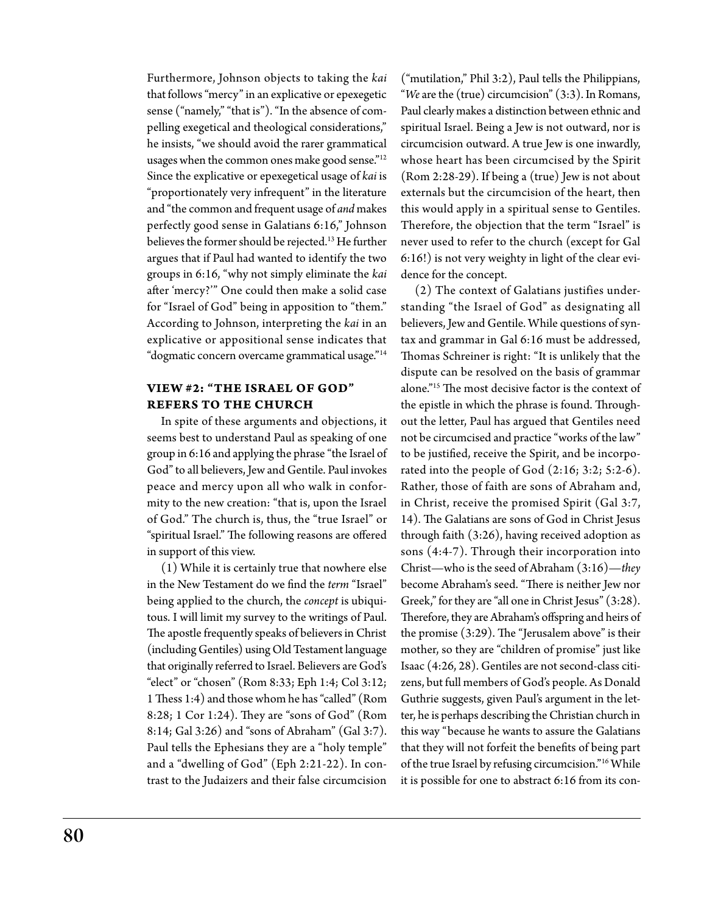Furthermore, Johnson objects to taking the *kai* that follows "mercy" in an explicative or epexegetic sense ("namely," "that is"). "In the absence of compelling exegetical and theological considerations," he insists, "we should avoid the rarer grammatical usages when the common ones make good sense."[12] Since the explicative or epexegetical usage of *kai* is "proportionately very infrequent" in the literature and "the common and frequent usage of *and* makes perfectly good sense in Galatians 6:16," Johnson believes the former should be rejected.[13] He further argues that if Paul had wanted to identify the two groups in 6:16, "why not simply eliminate the *kai* after 'mercy?'" One could then make a solid case for "Israel of God" being in apposition to "them." According to Johnson, interpreting the *kai* in an explicative or appositional sense indicates that "dogmatic concern overcame grammatical usage."[14]

## VIEW #2: "THE ISRAEL OF GOD" REFERS TO THE CHURCH

In spite of these arguments and objections, it seems best to understand Paul as speaking of one group in 6:16 and applying the phrase "the Israel of God" to all believers, Jew and Gentile. Paul invokes peace and mercy upon all who walk in conformity to the new creation: "that is, upon the Israel of God." The church is, thus, the "true Israel" or "spiritual Israel." The following reasons are offered in support of this view.

(1) While it is certainly true that nowhere else in the New Testament do we find the *term* "Israel" being applied to the church, the *concept* is ubiquitous. I will limit my survey to the writings of Paul. The apostle frequently speaks of believers in Christ (including Gentiles) using Old Testament language that originally referred to Israel. Believers are God's "elect" or "chosen" (Rom 8:33; Eph 1:4; Col 3:12; 1 Thess 1:4) and those whom he has "called" (Rom 8:28; 1 Cor 1:24). They are "sons of God" (Rom 8:14; Gal 3:26) and "sons of Abraham" (Gal 3:7). Paul tells the Ephesians they are a "holy temple" and a "dwelling of God" (Eph 2:21-22). In contrast to the Judaizers and their false circumcision ("mutilation," Phil 3:2), Paul tells the Philippians, "*We* are the (true) circumcision" (3:3). In Romans, Paul clearly makes a distinction between ethnic and spiritual Israel. Being a Jew is not outward, nor is circumcision outward. A true Jew is one inwardly, whose heart has been circumcised by the Spirit (Rom 2:28-29). If being a (true) Jew is not about externals but the circumcision of the heart, then this would apply in a spiritual sense to Gentiles. Therefore, the objection that the term "Israel" is never used to refer to the church (except for Gal 6:16!) is not very weighty in light of the clear evidence for the concept.

(2) The context of Galatians justifies understanding "the Israel of God" as designating all believers, Jew and Gentile. While questions of syntax and grammar in Gal 6:16 must be addressed, Thomas Schreiner is right: "It is unlikely that the dispute can be resolved on the basis of grammar alone."[15] The most decisive factor is the context of the epistle in which the phrase is found. Throughout the letter, Paul has argued that Gentiles need not be circumcised and practice "works of the law" to be justified, receive the Spirit, and be incorporated into the people of God (2:16; 3:2; 5:2-6). Rather, those of faith are sons of Abraham and, in Christ, receive the promised Spirit (Gal 3:7, 14). The Galatians are sons of God in Christ Jesus through faith (3:26), having received adoption as sons (4:4-7). Through their incorporation into Christ—who is the seed of Abraham (3:16)—*they* become Abraham's seed. "There is neither Jew nor Greek," for they are "all one in Christ Jesus" (3:28). Therefore, they are Abraham's offspring and heirs of the promise (3:29). The "Jerusalem above" is their mother, so they are "children of promise" just like Isaac (4:26, 28). Gentiles are not second-class citizens, but full members of God's people. As Donald Guthrie suggests, given Paul's argument in the letter, he is perhaps describing the Christian church in this way "because he wants to assure the Galatians that they will not forfeit the benefits of being part of the true Israel by refusing circumcision."[16] While it is possible for one to abstract 6:16 from its con-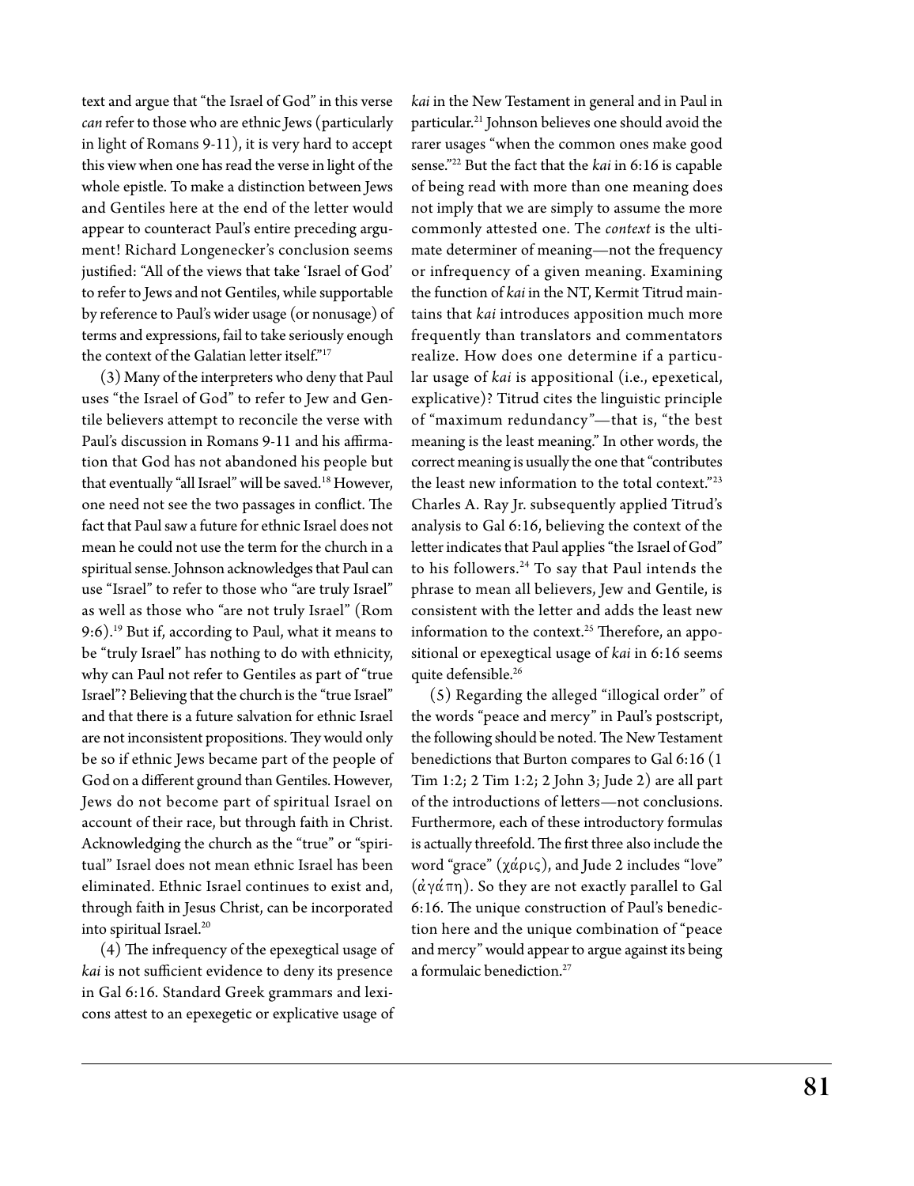text and argue that "the Israel of God" in this verse *can* refer to those who are ethnic Jews (particularly in light of Romans 9-11), it is very hard to accept this view when one has read the verse in light of the whole epistle. To make a distinction between Jews and Gentiles here at the end of the letter would appear to counteract Paul's entire preceding argument! Richard Longenecker's conclusion seems justified: "All of the views that take 'Israel of God' to refer to Jews and not Gentiles, while supportable by reference to Paul's wider usage (or nonusage) of terms and expressions, fail to take seriously enough the context of the Galatian letter itself."[17]

(3) Many of the interpreters who deny that Paul uses "the Israel of God" to refer to Jew and Gentile believers attempt to reconcile the verse with Paul's discussion in Romans 9-11 and his affirmation that God has not abandoned his people but that eventually "all Israel" will be saved.[18] However, one need not see the two passages in conflict. The fact that Paul saw a future for ethnic Israel does not mean he could not use the term for the church in a spiritual sense. Johnson acknowledges that Paul can use "Israel" to refer to those who "are truly Israel" as well as those who "are not truly Israel" (Rom 9:6).[19] But if, according to Paul, what it means to be "truly Israel" has nothing to do with ethnicity, why can Paul not refer to Gentiles as part of "true Israel"? Believing that the church is the "true Israel" and that there is a future salvation for ethnic Israel are not inconsistent propositions. They would only be so if ethnic Jews became part of the people of God on a different ground than Gentiles. However, Jews do not become part of spiritual Israel on account of their race, but through faith in Christ. Acknowledging the church as the "true" or "spiritual" Israel does not mean ethnic Israel has been eliminated. Ethnic Israel continues to exist and, through faith in Jesus Christ, can be incorporated into spiritual Israel.[20]

(4) The infrequency of the epexegtical usage of *kai* is not sufficient evidence to deny its presence in Gal 6:16. Standard Greek grammars and lexicons attest to an epexegetic or explicative usage of *kai* in the New Testament in general and in Paul in particular.[21] Johnson believes one should avoid the rarer usages "when the common ones make good sense."[22] But the fact that the *kai* in 6:16 is capable of being read with more than one meaning does not imply that we are simply to assume the more commonly attested one. The *context* is the ultimate determiner of meaning—not the frequency or infrequency of a given meaning. Examining the function of *kai* in the NT, Kermit Titrud maintains that *kai* introduces apposition much more frequently than translators and commentators realize. How does one determine if a particular usage of *kai* is appositional (i.e., epexetical, explicative)? Titrud cites the linguistic principle of "maximum redundancy"—that is, "the best meaning is the least meaning." In other words, the correct meaning is usually the one that "contributes the least new information to the total context."[23] Charles A. Ray Jr. subsequently applied Titrud's analysis to Gal 6:16, believing the context of the letter indicates that Paul applies "the Israel of God" to his followers.[24] To say that Paul intends the phrase to mean all believers, Jew and Gentile, is consistent with the letter and adds the least new information to the context.[25] Therefore, an appositional or epexegtical usage of *kai* in 6:16 seems quite defensible.[26]

(5) Regarding the alleged "illogical order" of the words "peace and mercy" in Paul's postscript, the following should be noted. The New Testament benedictions that Burton compares to Gal 6:16 (1 Tim 1:2; 2 Tim 1:2; 2 John 3; Jude 2) are all part of the introductions of letters—not conclusions. Furthermore, each of these introductory formulas is actually threefold. The first three also include the word "grace" (χάρις), and Jude 2 includes "love" (ἀγάπη). So they are not exactly parallel to Gal 6:16. The unique construction of Paul's benediction here and the unique combination of "peace and mercy" would appear to argue against its being a formulaic benediction.[27]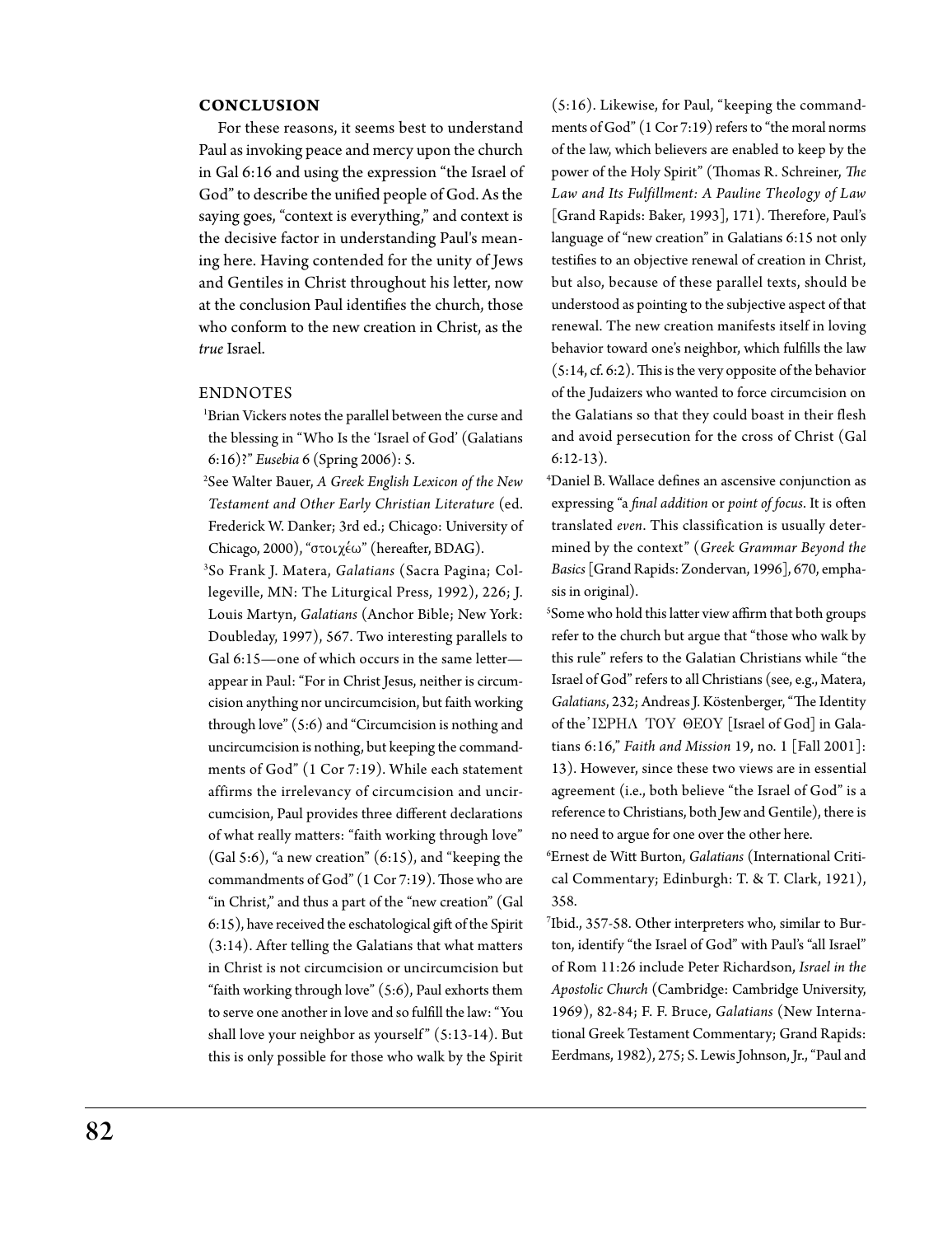## CONCLUSION

For these reasons, it seems best to understand Paul as invoking peace and mercy upon the church in Gal 6:16 and using the expression "the Israel of God" to describe the unified people of God. As the saying goes, "context is everything," and context is the decisive factor in understanding Paul's meaning here. Having contended for the unity of Jews and Gentiles in Christ throughout his letter, now at the conclusion Paul identifies the church, those who conform to the new creation in Christ, as the *true* Israel.

## ENDNOTES

[1]Brian Vickers notes the parallel between the curse and the blessing in "Who Is the 'Israel of God' (Galatians 6:16)?" *Eusebia* 6 (Spring 2006): 5.

[2]See Walter Bauer, *A Greek English Lexicon of the New Testament and Other Early Christian Literature* (ed. Frederick W. Danker; 3rd ed.; Chicago: University of Chicago, 2000), "στοιχέω" (hereafter, BDAG).

[3]So Frank J. Matera, *Galatians* (Sacra Pagina; Collegeville, MN: The Liturgical Press, 1992), 226; J. Louis Martyn, *Galatians* (Anchor Bible; New York: Doubleday, 1997), 567. Two interesting parallels to Gal 6:15—one of which occurs in the same letter—appear in Paul: "For in Christ Jesus, neither is circumcision anything nor uncircumcision, but faith working through love" (5:6) and "Circumcision is nothing and uncircumcision is nothing, but keeping the commandments of God" (1 Cor 7:19). While each statement affirms the irrelevancy of circumcision and uncircumcision, Paul provides three different declarations of what really matters: "faith working through love" (Gal 5:6), "a new creation" (6:15), and "keeping the commandments of God" (1 Cor 7:19). Those who are "in Christ," and thus a part of the "new creation" (Gal 6:15), have received the eschatological gift of the Spirit (3:14). After telling the Galatians that what matters in Christ is not circumcision or uncircumcision but "faith working through love" (5:6), Paul exhorts them to serve one another in love and so fulfill the law: "You shall love your neighbor as yourself" (5:13-14). But this is only possible for those who walk by the Spirit (5:16). Likewise, for Paul, "keeping the commandments of God" (1 Cor 7:19) refers to "the moral norms of the law, which believers are enabled to keep by the power of the Holy Spirit" (Thomas R. Schreiner, *The Law and Its Fulfillment: A Pauline Theology of Law* [Grand Rapids: Baker, 1993], 171). Therefore, Paul's language of "new creation" in Galatians 6:15 not only testifies to an objective renewal of creation in Christ, but also, because of these parallel texts, should be understood as pointing to the subjective aspect of that renewal. The new creation manifests itself in loving behavior toward one's neighbor, which fulfills the law (5:14, cf. 6:2). This is the very opposite of the behavior of the Judaizers who wanted to force circumcision on the Galatians so that they could boast in their flesh and avoid persecution for the cross of Christ (Gal 6:12-13).

[4]Daniel B. Wallace defines an ascensive conjunction as expressing "a *final addition* or *point of focus*. It is often translated *even*. This classification is usually determined by the context" (*Greek Grammar Beyond the Basics* [Grand Rapids: Zondervan, 1996], 670, emphasis in original).

[5]Some who hold this latter view affirm that both groups refer to the church but argue that "those who walk by this rule" refers to the Galatian Christians while "the Israel of God" refers to all Christians (see, e.g., Matera, *Galatians*, 232; Andreas J. Köstenberger, "The Identity of the ʾΙΣΡΗΛ ΤΟΥ ΘΕΟΥ [Israel of God] in Galatians 6:16," *Faith and Mission* 19, no. 1 [Fall 2001]: 13). However, since these two views are in essential agreement (i.e., both believe "the Israel of God" is a reference to Christians, both Jew and Gentile), there is no need to argue for one over the other here.

[6]Ernest de Witt Burton, *Galatians* (International Critical Commentary; Edinburgh: T. & T. Clark, 1921), 358.

[7]Ibid., 357-58. Other interpreters who, similar to Burton, identify "the Israel of God" with Paul's "all Israel" of Rom 11:26 include Peter Richardson, *Israel in the Apostolic Church* (Cambridge: Cambridge University, 1969), 82-84; F. F. Bruce, *Galatians* (New International Greek Testament Commentary; Grand Rapids: Eerdmans, 1982), 275; S. Lewis Johnson, Jr., "Paul and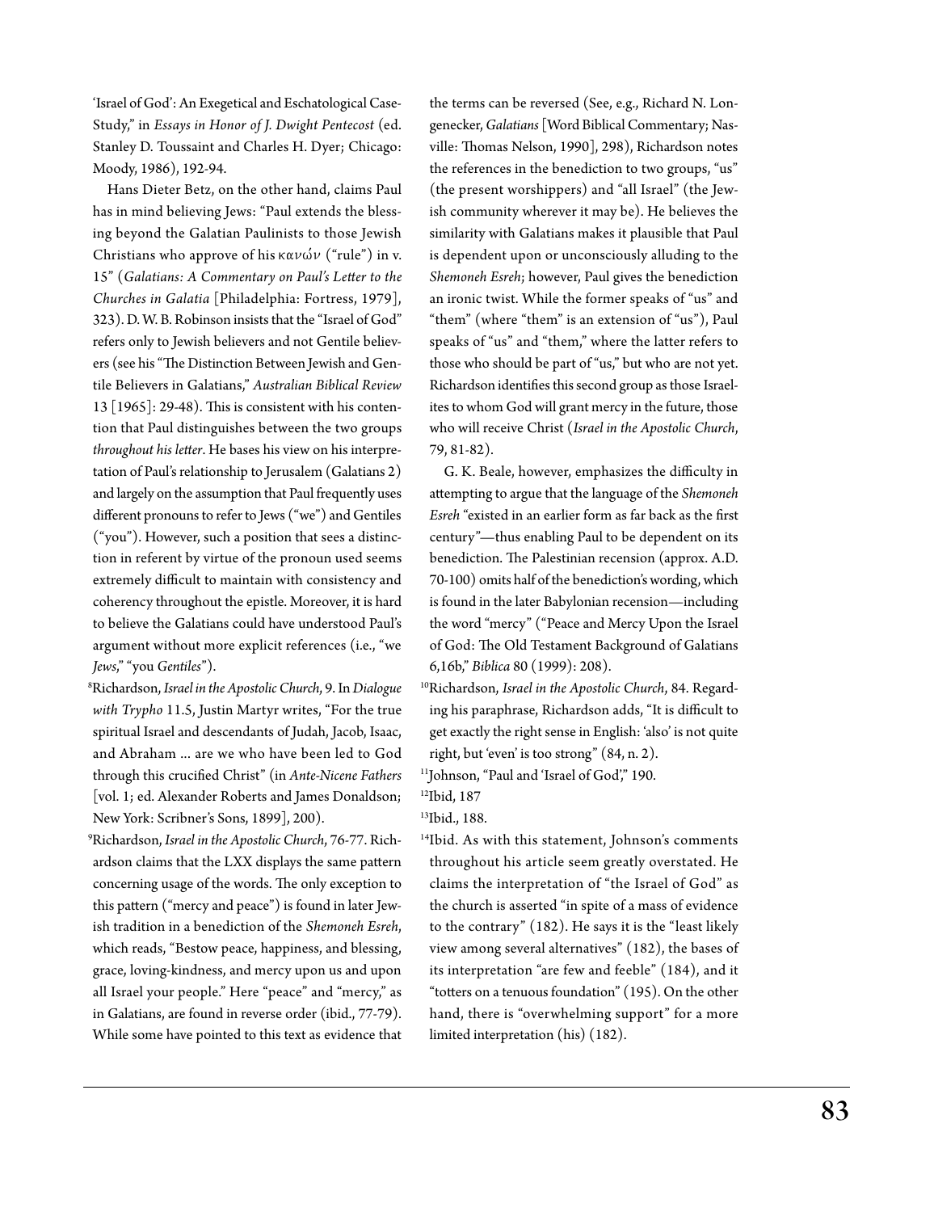'Israel of God': An Exegetical and Eschatological Case-Study," in *Essays in Honor of J. Dwight Pentecost* (ed. Stanley D. Toussaint and Charles H. Dyer; Chicago: Moody, 1986), 192-94.

Hans Dieter Betz, on the other hand, claims Paul has in mind believing Jews: "Paul extends the blessing beyond the Galatian Paulinists to those Jewish Christians who approve of his κανών ("rule") in v. 15" (*Galatians: A Commentary on Paul's Letter to the Churches in Galatia* [Philadelphia: Fortress, 1979], 323). D. W. B. Robinson insists that the "Israel of God" refers only to Jewish believers and not Gentile believers (see his "The Distinction Between Jewish and Gentile Believers in Galatians," *Australian Biblical Review* 13 [1965]: 29-48). This is consistent with his contention that Paul distinguishes between the two groups *throughout his letter*. He bases his view on his interpretation of Paul's relationship to Jerusalem (Galatians 2) and largely on the assumption that Paul frequently uses different pronouns to refer to Jews ("we") and Gentiles ("you"). However, such a position that sees a distinction in referent by virtue of the pronoun used seems extremely difficult to maintain with consistency and coherency throughout the epistle. Moreover, it is hard to believe the Galatians could have understood Paul's argument without more explicit references (i.e., "we *Jews*," "you *Gentiles*").

[8]Richardson, *Israel in the Apostolic Church*, 9. In *Dialogue with Trypho* 11.5, Justin Martyr writes, "For the true spiritual Israel and descendants of Judah, Jacob, Isaac, and Abraham ... are we who have been led to God through this crucified Christ" (in *Ante-Nicene Fathers* [vol. 1; ed. Alexander Roberts and James Donaldson; New York: Scribner's Sons, 1899], 200).

[9]Richardson, *Israel in the Apostolic Church*, 76-77. Richardson claims that the LXX displays the same pattern concerning usage of the words. The only exception to this pattern ("mercy and peace") is found in later Jewish tradition in a benediction of the *Shemoneh Esreh*, which reads, "Bestow peace, happiness, and blessing, grace, loving-kindness, and mercy upon us and upon all Israel your people." Here "peace" and "mercy," as in Galatians, are found in reverse order (ibid., 77-79). While some have pointed to this text as evidence that the terms can be reversed (See, e.g., Richard N. Longenecker, *Galatians* [Word Biblical Commentary; Nasville: Thomas Nelson, 1990], 298), Richardson notes the references in the benediction to two groups, "us" (the present worshippers) and "all Israel" (the Jewish community wherever it may be). He believes the similarity with Galatians makes it plausible that Paul is dependent upon or unconsciously alluding to the *Shemoneh Esreh*; however, Paul gives the benediction an ironic twist. While the former speaks of "us" and "them" (where "them" is an extension of "us"), Paul speaks of "us" and "them," where the latter refers to those who should be part of "us," but who are not yet. Richardson identifies this second group as those Israelites to whom God will grant mercy in the future, those who will receive Christ (*Israel in the Apostolic Church*, 79, 81-82).

G. K. Beale, however, emphasizes the difficulty in attempting to argue that the language of the *Shemoneh Esreh* "existed in an earlier form as far back as the first century"—thus enabling Paul to be dependent on its benediction. The Palestinian recension (approx. A.D. 70-100) omits half of the benediction's wording, which is found in the later Babylonian recension—including the word "mercy" ("Peace and Mercy Upon the Israel of God: The Old Testament Background of Galatians 6,16b," *Biblica* 80 (1999): 208).

[10]Richardson, *Israel in the Apostolic Church*, 84. Regarding his paraphrase, Richardson adds, "It is difficult to get exactly the right sense in English: 'also' is not quite right, but 'even' is too strong" (84, n. 2).

[11]Johnson, "Paul and 'Israel of God'," 190.

[12]Ibid, 187

[13]Ibid., 188.

[14]Ibid. As with this statement, Johnson's comments throughout his article seem greatly overstated. He claims the interpretation of "the Israel of God" as the church is asserted "in spite of a mass of evidence to the contrary" (182). He says it is the "least likely view among several alternatives" (182), the bases of its interpretation "are few and feeble" (184), and it "totters on a tenuous foundation" (195). On the other hand, there is "overwhelming support" for a more limited interpretation (his) (182).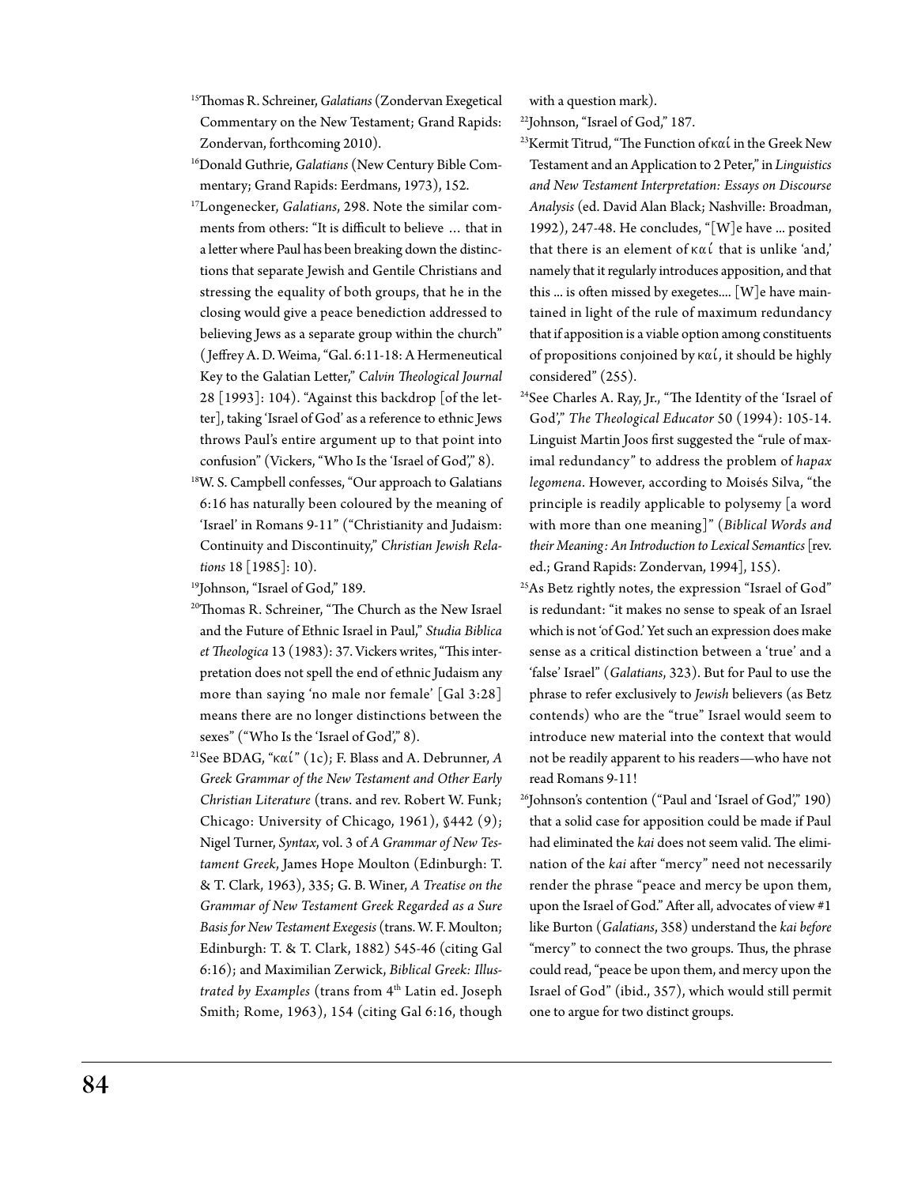[15]Thomas R. Schreiner, *Galatians* (Zondervan Exegetical Commentary on the New Testament; Grand Rapids: Zondervan, forthcoming 2010).

[16]Donald Guthrie, *Galatians* (New Century Bible Commentary; Grand Rapids: Eerdmans, 1973), 152.

[17]Longenecker, *Galatians*, 298. Note the similar comments from others: "It is difficult to believe … that in a letter where Paul has been breaking down the distinctions that separate Jewish and Gentile Christians and stressing the equality of both groups, that he in the closing would give a peace benediction addressed to believing Jews as a separate group within the church" (Jeffrey A. D. Weima, "Gal. 6:11-18: A Hermeneutical Key to the Galatian Letter," *Calvin Theological Journal* 28 [1993]: 104). "Against this backdrop [of the letter], taking 'Israel of God' as a reference to ethnic Jews throws Paul's entire argument up to that point into confusion" (Vickers, "Who Is the 'Israel of God'," 8).

[18]W. S. Campbell confesses, "Our approach to Galatians 6:16 has naturally been coloured by the meaning of 'Israel' in Romans 9-11" ("Christianity and Judaism: Continuity and Discontinuity," *Christian Jewish Relations* 18 [1985]: 10).

[19]Johnson, "Israel of God," 189.

[20]Thomas R. Schreiner, "The Church as the New Israel and the Future of Ethnic Israel in Paul," *Studia Biblica et Theologica* 13 (1983): 37. Vickers writes, "This interpretation does not spell the end of ethnic Judaism any more than saying 'no male nor female' [Gal 3:28] means there are no longer distinctions between the sexes" ("Who Is the 'Israel of God'," 8).

[21]See BDAG, "καί" (1c); F. Blass and A. Debrunner, *A Greek Grammar of the New Testament and Other Early Christian Literature* (trans. and rev. Robert W. Funk; Chicago: University of Chicago, 1961), §442 (9); Nigel Turner, *Syntax*, vol. 3 of *A Grammar of New Testament Greek*, James Hope Moulton (Edinburgh: T. & T. Clark, 1963), 335; G. B. Winer, *A Treatise on the Grammar of New Testament Greek Regarded as a Sure Basis for New Testament Exegesis* (trans. W. F. Moulton; Edinburgh: T. & T. Clark, 1882) 545-46 (citing Gal 6:16); and Maximilian Zerwick, *Biblical Greek: Illustrated by Examples* (trans from 4th Latin ed. Joseph Smith; Rome, 1963), 154 (citing Gal 6:16, though with a question mark).

[22]Johnson, "Israel of God," 187.

[23]Kermit Titrud, "The Function of καί in the Greek New Testament and an Application to 2 Peter," in *Linguistics and New Testament Interpretation: Essays on Discourse Analysis* (ed. David Alan Black; Nashville: Broadman, 1992), 247-48. He concludes, "[W]e have ... posited that there is an element of καί that is unlike 'and,' namely that it regularly introduces apposition, and that this ... is often missed by exegetes.... [W]e have maintained in light of the rule of maximum redundancy that if apposition is a viable option among constituents of propositions conjoined by καί, it should be highly considered" (255).

[24]See Charles A. Ray, Jr., "The Identity of the 'Israel of God'," *The Theological Educator* 50 (1994): 105-14. Linguist Martin Joos first suggested the "rule of maximal redundancy" to address the problem of *hapax legomena*. However, according to Moisés Silva, "the principle is readily applicable to polysemy [a word with more than one meaning]" (*Biblical Words and their Meaning: An Introduction to Lexical Semantics* [rev. ed.; Grand Rapids: Zondervan, 1994], 155).

[25]As Betz rightly notes, the expression "Israel of God" is redundant: "it makes no sense to speak of an Israel which is not 'of God.' Yet such an expression does make sense as a critical distinction between a 'true' and a 'false' Israel" (*Galatians*, 323). But for Paul to use the phrase to refer exclusively to *Jewish* believers (as Betz contends) who are the "true" Israel would seem to introduce new material into the context that would not be readily apparent to his readers—who have not read Romans 9-11!

[26]Johnson's contention ("Paul and 'Israel of God'," 190) that a solid case for apposition could be made if Paul had eliminated the *kai* does not seem valid. The elimination of the *kai* after "mercy" need not necessarily render the phrase "peace and mercy be upon them, upon the Israel of God." After all, advocates of view #1 like Burton (*Galatians*, 358) understand the *kai before* "mercy" to connect the two groups. Thus, the phrase could read, "peace be upon them, and mercy upon the Israel of God" (ibid., 357), which would still permit one to argue for two distinct groups.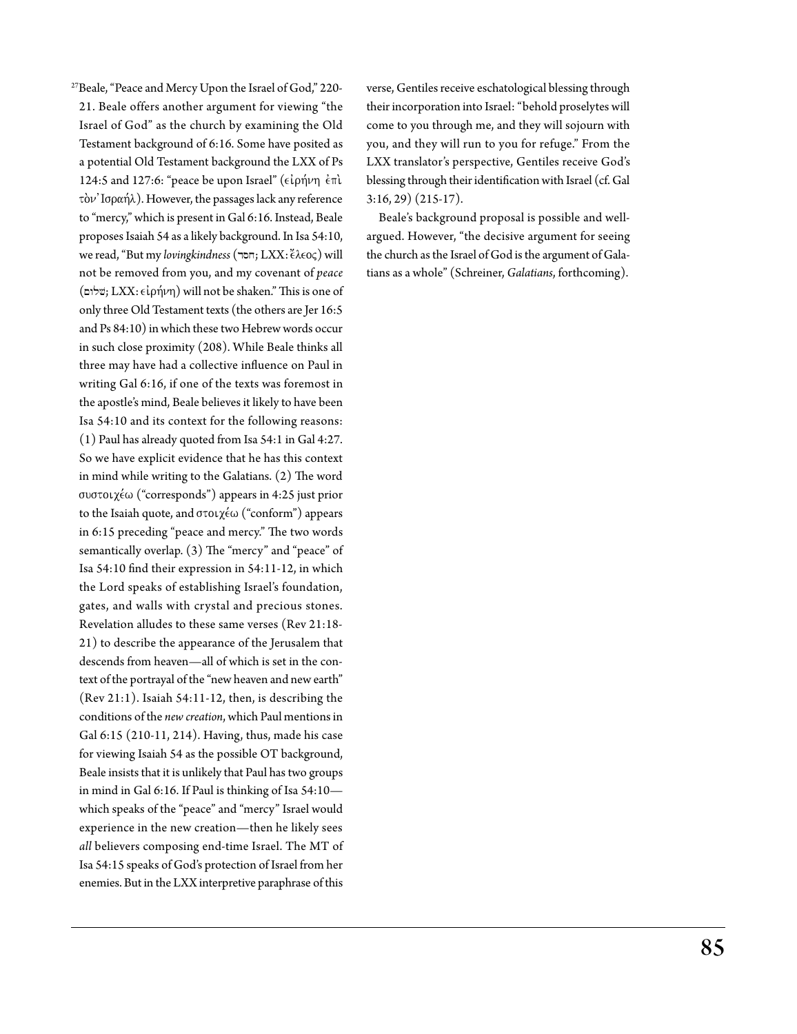[27]Beale, "Peace and Mercy Upon the Israel of God," 220-21. Beale offers another argument for viewing "the Israel of God" as the church by examining the Old Testament background of 6:16. Some have posited as a potential Old Testament background the LXX of Ps 124:5 and 127:6: "peace be upon Israel" (εἰρήνη ἐπὶ τὸν Ἰσραήλ). However, the passages lack any reference to "mercy," which is present in Gal 6:16. Instead, Beale proposes Isaiah 54 as a likely background. In Isa 54:10, we read, "But my *lovingkindness* (חסד; LXX: ἔλεος) will not be removed from you, and my covenant of *peace* (שלום; LXX: εἰρήνη) will not be shaken." This is one of only three Old Testament texts (the others are Jer 16:5 and Ps 84:10) in which these two Hebrew words occur in such close proximity (208). While Beale thinks all three may have had a collective influence on Paul in writing Gal 6:16, if one of the texts was foremost in the apostle's mind, Beale believes it likely to have been Isa 54:10 and its context for the following reasons: (1) Paul has already quoted from Isa 54:1 in Gal 4:27. So we have explicit evidence that he has this context in mind while writing to the Galatians. (2) The word συστοιχέω ("corresponds") appears in 4:25 just prior to the Isaiah quote, and στοιχέω ("conform") appears in 6:15 preceding "peace and mercy." The two words semantically overlap. (3) The "mercy" and "peace" of Isa 54:10 find their expression in 54:11-12, in which the Lord speaks of establishing Israel's foundation, gates, and walls with crystal and precious stones. Revelation alludes to these same verses (Rev 21:18-21) to describe the appearance of the Jerusalem that descends from heaven—all of which is set in the context of the portrayal of the "new heaven and new earth" (Rev 21:1). Isaiah 54:11-12, then, is describing the conditions of the *new creation*, which Paul mentions in Gal 6:15 (210-11, 214). Having, thus, made his case for viewing Isaiah 54 as the possible OT background, Beale insists that it is unlikely that Paul has two groups in mind in Gal 6:16. If Paul is thinking of Isa 54:10—which speaks of the "peace" and "mercy" Israel would experience in the new creation—then he likely sees *all* believers composing end-time Israel. The MT of Isa 54:15 speaks of God's protection of Israel from her enemies. But in the LXX interpretive paraphrase of this verse, Gentiles receive eschatological blessing through their incorporation into Israel: "behold proselytes will come to you through me, and they will sojourn with you, and they will run to you for refuge." From the LXX translator's perspective, Gentiles receive God's blessing through their identification with Israel (cf. Gal 3:16, 29) (215-17).

Beale's background proposal is possible and well-argued. However, "the decisive argument for seeing the church as the Israel of God is the argument of Galatians as a whole" (Schreiner, *Galatians*, forthcoming).